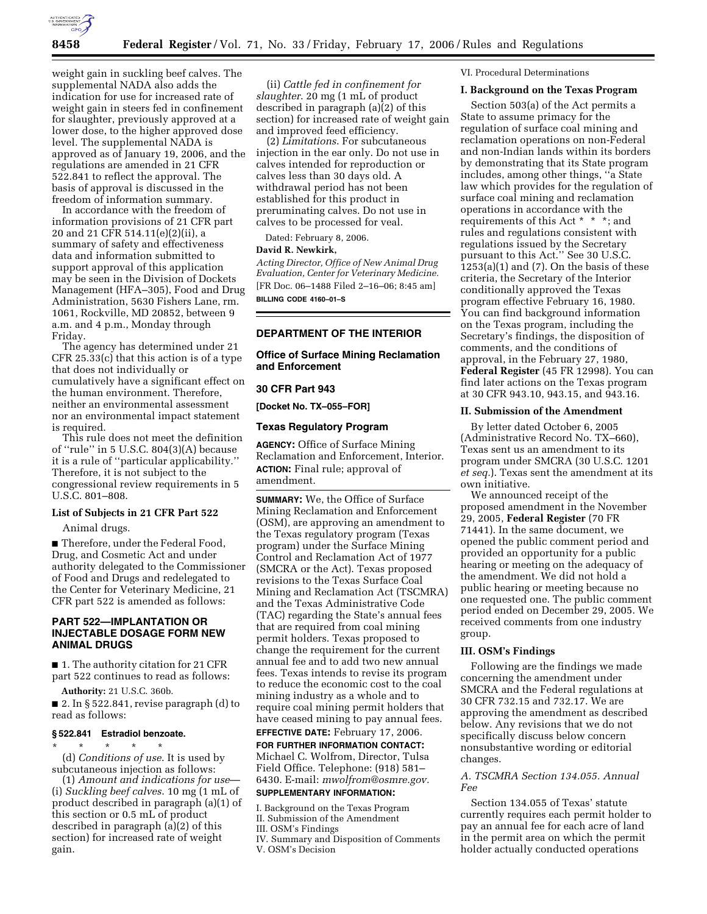weight gain in suckling beef calves. The supplemental NADA also adds the indication for use for increased rate of weight gain in steers fed in confinement for slaughter, previously approved at a lower dose, to the higher approved dose level. The supplemental NADA is approved as of January 19, 2006, and the regulations are amended in 21 CFR 522.841 to reflect the approval. The basis of approval is discussed in the freedom of information summary.

In accordance with the freedom of information provisions of 21 CFR part 20 and 21 CFR 514.11(e)(2)(ii), a summary of safety and effectiveness data and information submitted to support approval of this application may be seen in the Division of Dockets Management (HFA–305), Food and Drug Administration, 5630 Fishers Lane, rm. 1061, Rockville, MD 20852, between 9 a.m. and 4 p.m., Monday through Friday.

The agency has determined under 21 CFR 25.33(c) that this action is of a type that does not individually or cumulatively have a significant effect on the human environment. Therefore, neither an environmental assessment nor an environmental impact statement is required.

This rule does not meet the definition of ''rule'' in 5 U.S.C. 804(3)(A) because it is a rule of ''particular applicability.'' Therefore, it is not subject to the congressional review requirements in 5 U.S.C. 801–808.

**List of Subjects in 21 CFR Part 522**

Animal drugs.

■ Therefore, under the Federal Food, Drug, and Cosmetic Act and under authority delegated to the Commissioner of Food and Drugs and redelegated to the Center for Veterinary Medicine, 21 CFR part 522 is amended as follows:

## PART 522—IMPLANTATION OR INJECTABLE DOSAGE FORM NEW ANIMAL DRUGS

■ 1. The authority citation for 21 CFR part 522 continues to read as follows:

**Authority:** 21 U.S.C. 360b.

■ 2. In § 522.841, revise paragraph (d) to read as follows:

### § 522.841 Estradiol benzoate.

\* \* \* \* \*

(d) *Conditions of use.* It is used by subcutaneous injection as follows:

(1) *Amount and indications for use*—(i) *Suckling beef calves.* 10 mg (1 mL of product described in paragraph (a)(1) of this section or 0.5 mL of product described in paragraph (a)(2) of this section) for increased rate of weight gain.

(ii) *Cattle fed in confinement for slaughter.* 20 mg (1 mL of product described in paragraph (a)(2) of this section) for increased rate of weight gain and improved feed efficiency.

(2) *Limitations.* For subcutaneous injection in the ear only. Do not use in calves intended for reproduction or calves less than 30 days old. A withdrawal period has not been established for this product in preruminating calves. Do not use in calves to be processed for veal.

Dated: February 8, 2006.

**David R. Newkirk,**

*Acting Director, Office of New Animal Drug Evaluation, Center for Veterinary Medicine.*

[FR Doc. 06–1488 Filed 2–16–06; 8:45 am]

**BILLING CODE 4160–01–S**

---

## DEPARTMENT OF THE INTERIOR

### Office of Surface Mining Reclamation and Enforcement

### 30 CFR Part 943

**[Docket No. TX–055–FOR]**

### Texas Regulatory Program

**AGENCY:** Office of Surface Mining Reclamation and Enforcement, Interior.

**ACTION:** Final rule; approval of amendment.

**SUMMARY:** We, the Office of Surface Mining Reclamation and Enforcement (OSM), are approving an amendment to the Texas regulatory program (Texas program) under the Surface Mining Control and Reclamation Act of 1977 (SMCRA or the Act). Texas proposed revisions to the Texas Surface Coal Mining and Reclamation Act (TSCMRA) and the Texas Administrative Code (TAC) regarding the State's annual fees that are required from coal mining permit holders. Texas proposed to change the requirement for the current annual fee and to add two new annual fees. Texas intends to revise its program to reduce the economic cost to the coal mining industry as a whole and to require coal mining permit holders that have ceased mining to pay annual fees.

**EFFECTIVE DATE:** February 17, 2006.

**FOR FURTHER INFORMATION CONTACT:** Michael C. Wolfrom, Director, Tulsa Field Office. Telephone: (918) 581–6430. E-mail: *mwolfrom@osmre.gov.*

**SUPPLEMENTARY INFORMATION:**

I. Background on the Texas Program
II. Submission of the Amendment
III. OSM's Findings
IV. Summary and Disposition of Comments
V. OSM's Decision
VI. Procedural Determinations

### I. Background on the Texas Program

Section 503(a) of the Act permits a State to assume primacy for the regulation of surface coal mining and reclamation operations on non-Federal and non-Indian lands within its borders by demonstrating that its State program includes, among other things, ''a State law which provides for the regulation of surface coal mining and reclamation operations in accordance with the requirements of this Act \* \* \*; and rules and regulations consistent with regulations issued by the Secretary pursuant to this Act.'' See 30 U.S.C. 1253(a)(1) and (7). On the basis of these criteria, the Secretary of the Interior conditionally approved the Texas program effective February 16, 1980. You can find background information on the Texas program, including the Secretary's findings, the disposition of comments, and the conditions of approval, in the February 27, 1980, **Federal Register** (45 FR 12998). You can find later actions on the Texas program at 30 CFR 943.10, 943.15, and 943.16.

### II. Submission of the Amendment

By letter dated October 6, 2005 (Administrative Record No. TX–660), Texas sent us an amendment to its program under SMCRA (30 U.S.C. 1201 *et seq.*). Texas sent the amendment at its own initiative.

We announced receipt of the proposed amendment in the November 29, 2005, **Federal Register** (70 FR 71441). In the same document, we opened the public comment period and provided an opportunity for a public hearing or meeting on the adequacy of the amendment. We did not hold a public hearing or meeting because no one requested one. The public comment period ended on December 29, 2005. We received comments from one industry group.

### III. OSM's Findings

Following are the findings we made concerning the amendment under SMCRA and the Federal regulations at 30 CFR 732.15 and 732.17. We are approving the amendment as described below. Any revisions that we do not specifically discuss below concern nonsubstantive wording or editorial changes.

#### *A. TSCMRA Section 134.055. Annual Fee*

Section 134.055 of Texas' statute currently requires each permit holder to pay an annual fee for each acre of land in the permit area on which the permit holder actually conducted operations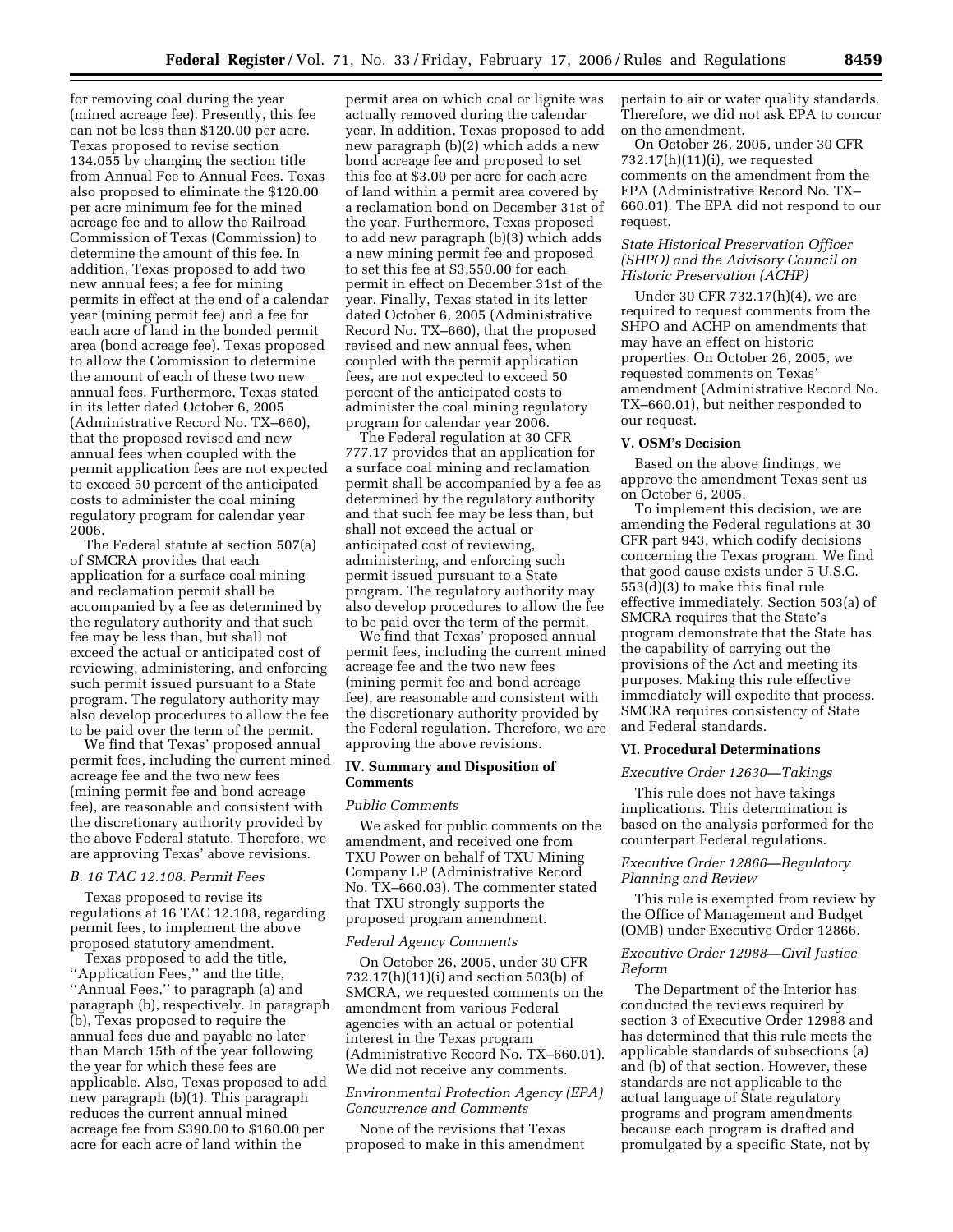for removing coal during the year (mined acreage fee). Presently, this fee can not be less than $120.00 per acre. Texas proposed to revise section 134.055 by changing the section title from Annual Fee to Annual Fees. Texas also proposed to eliminate the $120.00 per acre minimum fee for the mined acreage fee and to allow the Railroad Commission of Texas (Commission) to determine the amount of this fee. In addition, Texas proposed to add two new annual fees; a fee for mining permits in effect at the end of a calendar year (mining permit fee) and a fee for each acre of land in the bonded permit area (bond acreage fee). Texas proposed to allow the Commission to determine the amount of each of these two new annual fees. Furthermore, Texas stated in its letter dated October 6, 2005 (Administrative Record No. TX–660), that the proposed revised and new annual fees when coupled with the permit application fees are not expected to exceed 50 percent of the anticipated costs to administer the coal mining regulatory program for calendar year 2006.

The Federal statute at section 507(a) of SMCRA provides that each application for a surface coal mining and reclamation permit shall be accompanied by a fee as determined by the regulatory authority and that such fee may be less than, but shall not exceed the actual or anticipated cost of reviewing, administering, and enforcing such permit issued pursuant to a State program. The regulatory authority may also develop procedures to allow the fee to be paid over the term of the permit.

We find that Texas' proposed annual permit fees, including the current mined acreage fee and the two new fees (mining permit fee and bond acreage fee), are reasonable and consistent with the discretionary authority provided by the above Federal statute. Therefore, we are approving Texas' above revisions.

### B. 16 TAC 12.108. Permit Fees

Texas proposed to revise its regulations at 16 TAC 12.108, regarding permit fees, to implement the above proposed statutory amendment.

Texas proposed to add the title, "Application Fees," and the title, "Annual Fees," to paragraph (a) and paragraph (b), respectively. In paragraph (b), Texas proposed to require the annual fees due and payable no later than March 15th of the year following the year for which these fees are applicable. Also, Texas proposed to add new paragraph (b)(1). This paragraph reduces the current annual mined acreage fee from $390.00 to $160.00 per acre for each acre of land within the permit area on which coal or lignite was actually removed during the calendar year. In addition, Texas proposed to add new paragraph (b)(2) which adds a new bond acreage fee and proposed to set this fee at $3.00 per acre for each acre of land within a permit area covered by a reclamation bond on December 31st of the year. Furthermore, Texas proposed to add new paragraph (b)(3) which adds a new mining permit fee and proposed to set this fee at $3,550.00 for each permit in effect on December 31st of the year. Finally, Texas stated in its letter dated October 6, 2005 (Administrative Record No. TX–660), that the proposed revised and new annual fees, when coupled with the permit application fees, are not expected to exceed 50 percent of the anticipated costs to administer the coal mining regulatory program for calendar year 2006.

The Federal regulation at 30 CFR 777.17 provides that an application for a surface coal mining and reclamation permit shall be accompanied by a fee as determined by the regulatory authority and that such fee may be less than, but shall not exceed the actual or anticipated cost of reviewing, administering, and enforcing such permit issued pursuant to a State program. The regulatory authority may also develop procedures to allow the fee to be paid over the term of the permit.

We find that Texas' proposed annual permit fees, including the current mined acreage fee and the two new fees (mining permit fee and bond acreage fee), are reasonable and consistent with the discretionary authority provided by the Federal regulation. Therefore, we are approving the above revisions.

## IV. Summary and Disposition of Comments

### Public Comments

We asked for public comments on the amendment, and received one from TXU Power on behalf of TXU Mining Company LP (Administrative Record No. TX–660.03). The commenter stated that TXU strongly supports the proposed program amendment.

### Federal Agency Comments

On October 26, 2005, under 30 CFR 732.17(h)(11)(i) and section 503(b) of SMCRA, we requested comments on the amendment from various Federal agencies with an actual or potential interest in the Texas program (Administrative Record No. TX–660.01). We did not receive any comments.

### Environmental Protection Agency (EPA) Concurrence and Comments

None of the revisions that Texas proposed to make in this amendment pertain to air or water quality standards. Therefore, we did not ask EPA to concur on the amendment.

On October 26, 2005, under 30 CFR 732.17(h)(11)(i), we requested comments on the amendment from the EPA (Administrative Record No. TX–660.01). The EPA did not respond to our request.

### State Historical Preservation Officer (SHPO) and the Advisory Council on Historic Preservation (ACHP)

Under 30 CFR 732.17(h)(4), we are required to request comments from the SHPO and ACHP on amendments that may have an effect on historic properties. On October 26, 2005, we requested comments on Texas' amendment (Administrative Record No. TX–660.01), but neither responded to our request.

## V. OSM's Decision

Based on the above findings, we approve the amendment Texas sent us on October 6, 2005.

To implement this decision, we are amending the Federal regulations at 30 CFR part 943, which codify decisions concerning the Texas program. We find that good cause exists under 5 U.S.C. 553(d)(3) to make this final rule effective immediately. Section 503(a) of SMCRA requires that the State's program demonstrate that the State has the capability of carrying out the provisions of the Act and meeting its purposes. Making this rule effective immediately will expedite that process. SMCRA requires consistency of State and Federal standards.

## VI. Procedural Determinations

### Executive Order 12630—Takings

This rule does not have takings implications. This determination is based on the analysis performed for the counterpart Federal regulations.

### Executive Order 12866—Regulatory Planning and Review

This rule is exempted from review by the Office of Management and Budget (OMB) under Executive Order 12866.

### Executive Order 12988—Civil Justice Reform

The Department of the Interior has conducted the reviews required by section 3 of Executive Order 12988 and has determined that this rule meets the applicable standards of subsections (a) and (b) of that section. However, these standards are not applicable to the actual language of State regulatory programs and program amendments because each program is drafted and promulgated by a specific State, not by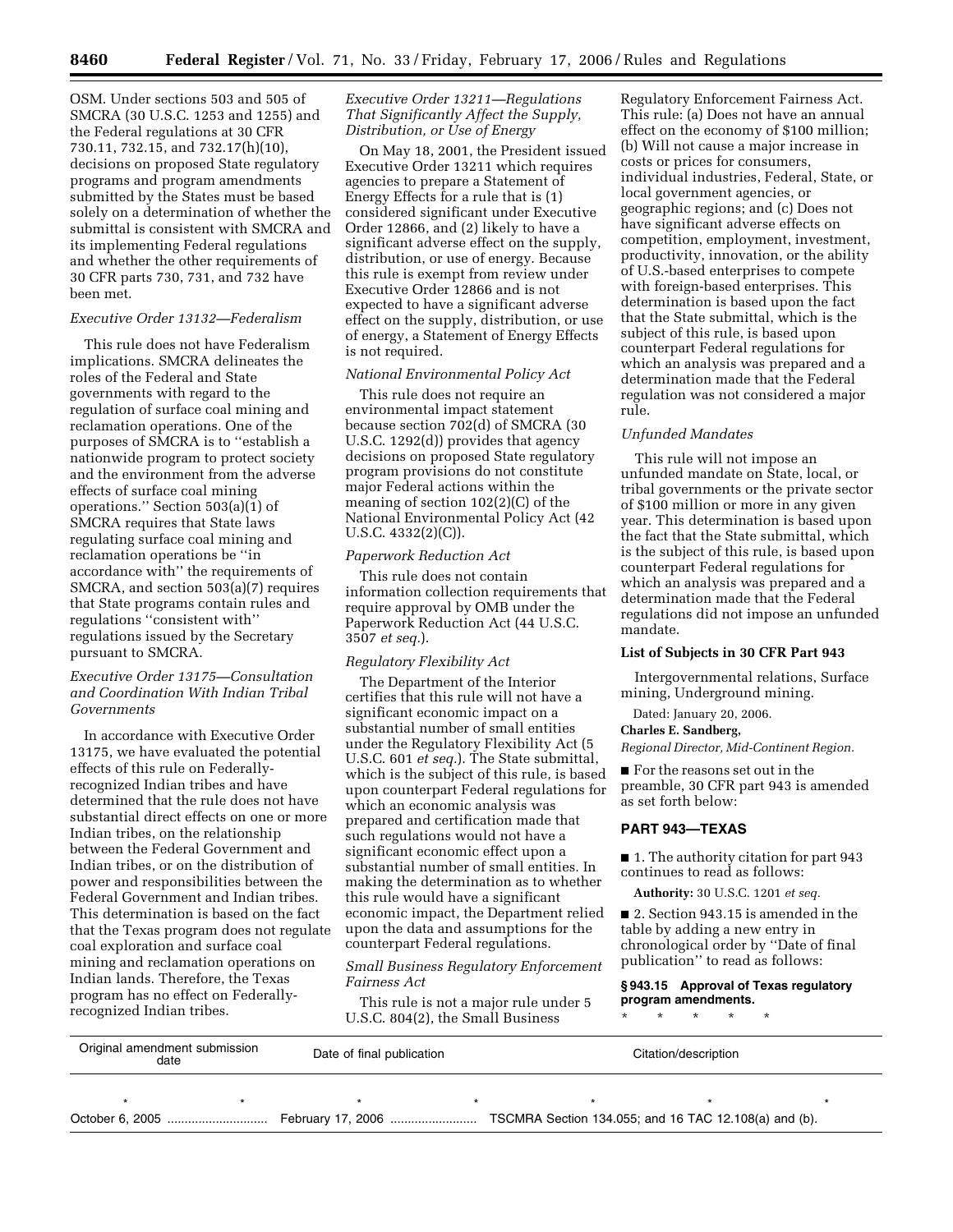OSM. Under sections 503 and 505 of SMCRA (30 U.S.C. 1253 and 1255) and the Federal regulations at 30 CFR 730.11, 732.15, and 732.17(h)(10), decisions on proposed State regulatory programs and program amendments submitted by the States must be based solely on a determination of whether the submittal is consistent with SMCRA and its implementing Federal regulations and whether the other requirements of 30 CFR parts 730, 731, and 732 have been met.

*Executive Order 13132—Federalism*

This rule does not have Federalism implications. SMCRA delineates the roles of the Federal and State governments with regard to the regulation of surface coal mining and reclamation operations. One of the purposes of SMCRA is to ''establish a nationwide program to protect society and the environment from the adverse effects of surface coal mining operations.'' Section 503(a)(1) of SMCRA requires that State laws regulating surface coal mining and reclamation operations be ''in accordance with'' the requirements of SMCRA, and section 503(a)(7) requires that State programs contain rules and regulations ''consistent with'' regulations issued by the Secretary pursuant to SMCRA.

*Executive Order 13175—Consultation and Coordination With Indian Tribal Governments*

In accordance with Executive Order 13175, we have evaluated the potential effects of this rule on Federally-recognized Indian tribes and have determined that the rule does not have substantial direct effects on one or more Indian tribes, on the relationship between the Federal Government and Indian tribes, or on the distribution of power and responsibilities between the Federal Government and Indian tribes. This determination is based on the fact that the Texas program does not regulate coal exploration and surface coal mining and reclamation operations on Indian lands. Therefore, the Texas program has no effect on Federally-recognized Indian tribes.

*Executive Order 13211—Regulations That Significantly Affect the Supply, Distribution, or Use of Energy*

On May 18, 2001, the President issued Executive Order 13211 which requires agencies to prepare a Statement of Energy Effects for a rule that is (1) considered significant under Executive Order 12866, and (2) likely to have a significant adverse effect on the supply, distribution, or use of energy. Because this rule is exempt from review under Executive Order 12866 and is not expected to have a significant adverse effect on the supply, distribution, or use of energy, a Statement of Energy Effects is not required.

*National Environmental Policy Act*

This rule does not require an environmental impact statement because section 702(d) of SMCRA (30 U.S.C. 1292(d)) provides that agency decisions on proposed State regulatory program provisions do not constitute major Federal actions within the meaning of section 102(2)(C) of the National Environmental Policy Act (42 U.S.C. 4332(2)(C)).

*Paperwork Reduction Act*

This rule does not contain information collection requirements that require approval by OMB under the Paperwork Reduction Act (44 U.S.C. 3507 *et seq.*).

*Regulatory Flexibility Act*

The Department of the Interior certifies that this rule will not have a significant economic impact on a substantial number of small entities under the Regulatory Flexibility Act (5 U.S.C. 601 *et seq.*). The State submittal, which is the subject of this rule, is based upon counterpart Federal regulations for which an economic analysis was prepared and certification made that such regulations would not have a significant economic effect upon a substantial number of small entities. In making the determination as to whether this rule would have a significant economic impact, the Department relied upon the data and assumptions for the counterpart Federal regulations.

*Small Business Regulatory Enforcement Fairness Act*

This rule is not a major rule under 5 U.S.C. 804(2), the Small Business Regulatory Enforcement Fairness Act. This rule: (a) Does not have an annual effect on the economy of $100 million; (b) Will not cause a major increase in costs or prices for consumers, individual industries, Federal, State, or local government agencies, or geographic regions; and (c) Does not have significant adverse effects on competition, employment, investment, productivity, innovation, or the ability of U.S.-based enterprises to compete with foreign-based enterprises. This determination is based upon the fact that the State submittal, which is the subject of this rule, is based upon counterpart Federal regulations for which an analysis was prepared and a determination made that the Federal regulation was not considered a major rule.

*Unfunded Mandates*

This rule will not impose an unfunded mandate on State, local, or tribal governments or the private sector of $100 million or more in any given year. This determination is based upon the fact that the State submittal, which is the subject of this rule, is based upon counterpart Federal regulations for which an analysis was prepared and a determination made that the Federal regulations did not impose an unfunded mandate.

**List of Subjects in 30 CFR Part 943**

Intergovernmental relations, Surface mining, Underground mining.

Dated: January 20, 2006.

**Charles E. Sandberg,**

*Regional Director, Mid-Continent Region.*

■ For the reasons set out in the preamble, 30 CFR part 943 is amended as set forth below:

## PART 943—TEXAS

■ 1. The authority citation for part 943 continues to read as follows:

**Authority:** 30 U.S.C. 1201 *et seq.*

■ 2. Section 943.15 is amended in the table by adding a new entry in chronological order by ''Date of final publication'' to read as follows:

**§ 943.15 Approval of Texas regulatory program amendments.**

\* \* \* \* \*

| Original amendment submission date | Date of final publication | Citation/description |
|---|---|---|
| * * | * * | * * * |
| October 6, 2005 | February 17, 2006 | TSCMRA Section 134.055; and 16 TAC 12.108(a) and (b). |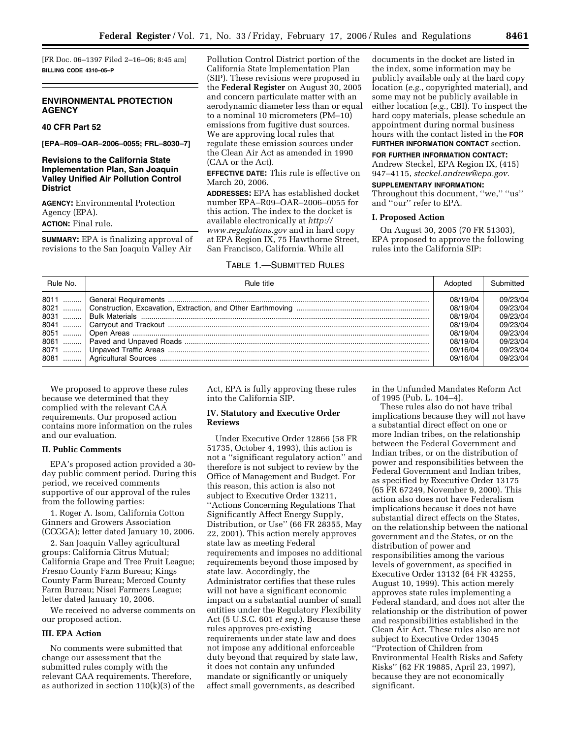[FR Doc. 06–1397 Filed 2–16–06; 8:45 am]

**BILLING CODE 4310–05–P**

## ENVIRONMENTAL PROTECTION AGENCY

### 40 CFR Part 52

**[EPA–R09–OAR–2006–0055; FRL–8030–7]**

### Revisions to the California State Implementation Plan, San Joaquin Valley Unified Air Pollution Control District

**AGENCY:** Environmental Protection Agency (EPA).

**ACTION:** Final rule.

**SUMMARY:** EPA is finalizing approval of revisions to the San Joaquin Valley Air Pollution Control District portion of the California State Implementation Plan (SIP). These revisions were proposed in the **Federal Register** on August 30, 2005 and concern particulate matter with an aerodynamic diameter less than or equal to a nominal 10 micrometers (PM–10) emissions from fugitive dust sources. We are approving local rules that regulate these emission sources under the Clean Air Act as amended in 1990 (CAA or the Act).

**EFFECTIVE DATE:** This rule is effective on March 20, 2006.

**ADDRESSES:** EPA has established docket number EPA–R09–OAR–2006–0055 for this action. The index to the docket is available electronically at *http://www.regulations.gov* and in hard copy at EPA Region IX, 75 Hawthorne Street, San Francisco, California. While all documents in the docket are listed in the index, some information may be publicly available only at the hard copy location (*e.g.*, copyrighted material), and some may not be publicly available in either location (*e.g.*, CBI). To inspect the hard copy materials, please schedule an appointment during normal business hours with the contact listed in the **FOR FURTHER INFORMATION CONTACT** section.

**FOR FURTHER INFORMATION CONTACT:** Andrew Steckel, EPA Region IX, (415) 947–4115, *steckel.andrew@epa.gov*.

**SUPPLEMENTARY INFORMATION:** Throughout this document, "we," "us" and "our" refer to EPA.

#### I. Proposed Action

On August 30, 2005 (70 FR 51303), EPA proposed to approve the following rules into the California SIP:

TABLE 1.—SUBMITTED RULES

| Rule No. | Rule title | Adopted | Submitted |
|---|---|---|---|
| 8011 | General Requirements | 08/19/04 | 09/23/04 |
| 8021 | Construction, Excavation, Extraction, and Other Earthmoving | 08/19/04 | 09/23/04 |
| 8031 | Bulk Materials | 08/19/04 | 09/23/04 |
| 8041 | Carryout and Trackout | 08/19/04 | 09/23/04 |
| 8051 | Open Areas | 08/19/04 | 09/23/04 |
| 8061 | Paved and Unpaved Roads | 08/19/04 | 09/23/04 |
| 8071 | Unpaved Traffic Areas | 09/16/04 | 09/23/04 |
| 8081 | Agricultural Sources | 09/16/04 | 09/23/04 |

We proposed to approve these rules because we determined that they complied with the relevant CAA requirements. Our proposed action contains more information on the rules and our evaluation.

#### II. Public Comments

EPA's proposed action provided a 30-day public comment period. During this period, we received comments supportive of our approval of the rules from the following parties:

1. Roger A. Isom, California Cotton Ginners and Growers Association (CCGGA); letter dated January 10, 2006.

2. San Joaquin Valley agricultural groups: California Citrus Mutual; California Grape and Tree Fruit League; Fresno County Farm Bureau; Kings County Farm Bureau; Merced County Farm Bureau; Nisei Farmers League; letter dated January 10, 2006.

We received no adverse comments on our proposed action.

#### III. EPA Action

No comments were submitted that change our assessment that the submitted rules comply with the relevant CAA requirements. Therefore, as authorized in section 110(k)(3) of the Act, EPA is fully approving these rules into the California SIP.

#### IV. Statutory and Executive Order Reviews

Under Executive Order 12866 (58 FR 51735, October 4, 1993), this action is not a "significant regulatory action" and therefore is not subject to review by the Office of Management and Budget. For this reason, this action is also not subject to Executive Order 13211, "Actions Concerning Regulations That Significantly Affect Energy Supply, Distribution, or Use" (66 FR 28355, May 22, 2001). This action merely approves state law as meeting Federal requirements and imposes no additional requirements beyond those imposed by state law. Accordingly, the Administrator certifies that these rules will not have a significant economic impact on a substantial number of small entities under the Regulatory Flexibility Act (5 U.S.C. 601 *et seq.*). Because these rules approves pre-existing requirements under state law and does not impose any additional enforceable duty beyond that required by state law, it does not contain any unfunded mandate or significantly or uniquely affect small governments, as described in the Unfunded Mandates Reform Act of 1995 (Pub. L. 104–4).

These rules also do not have tribal implications because they will not have a substantial direct effect on one or more Indian tribes, on the relationship between the Federal Government and Indian tribes, or on the distribution of power and responsibilities between the Federal Government and Indian tribes, as specified by Executive Order 13175 (65 FR 67249, November 9, 2000). This action also does not have Federalism implications because it does not have substantial direct effects on the States, on the relationship between the national government and the States, or on the distribution of power and responsibilities among the various levels of government, as specified in Executive Order 13132 (64 FR 43255, August 10, 1999). This action merely approves state rules implementing a Federal standard, and does not alter the relationship or the distribution of power and responsibilities established in the Clean Air Act. These rules also are not subject to Executive Order 13045 "Protection of Children from Environmental Health Risks and Safety Risks" (62 FR 19885, April 23, 1997), because they are not economically significant.